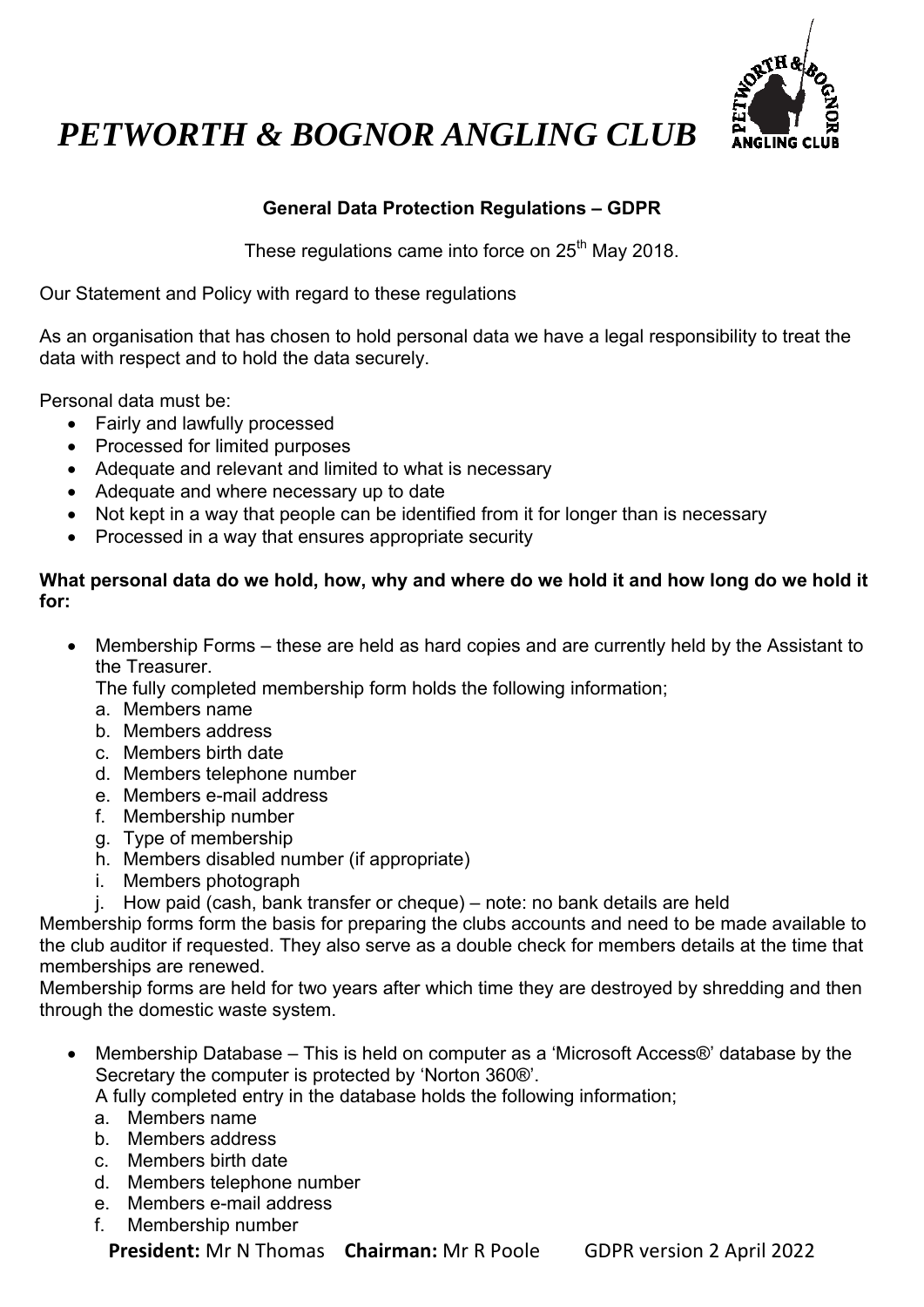# *PETWORTH & BOGNOR ANGLING CLUB*

### General Data Protection Regulations – GDPR

These regulations came into force on 25th May 2018.

Our Statement and Policy with regard to these regulations

As an organisation that has chosen to hold personal data we have a legal responsibility to treat the data with respect and to hold the data securely.

Personal data must be:

- Fairly and lawfully processed
- Processed for limited purposes
- Adequate and relevant and limited to what is necessary
- Adequate and where necessary up to date
- Not kept in a way that people can be identified from it for longer than is necessary
- Processed in a way that ensures appropriate security

**What personal data do we hold, how, why and where do we hold it and how long do we hold it for:**

- Membership Forms – these are held as hard copies and are currently held by the Assistant to the Treasurer.
  The fully completed membership form holds the following information;
  a. Members name
  b. Members address
  c. Members birth date
  d. Members telephone number
  e. Members e-mail address
  f. Membership number
  g. Type of membership
  h. Members disabled number (if appropriate)
  i. Members photograph
  j. How paid (cash, bank transfer or cheque) – note: no bank details are held

Membership forms form the basis for preparing the clubs accounts and need to be made available to the club auditor if requested. They also serve as a double check for members details at the time that memberships are renewed.
Membership forms are held for two years after which time they are destroyed by shredding and then through the domestic waste system.

- Membership Database – This is held on computer as a 'Microsoft Access®' database by the Secretary the computer is protected by 'Norton 360®'.
  A fully completed entry in the database holds the following information;
  a. Members name
  b. Members address
  c. Members birth date
  d. Members telephone number
  e. Members e-mail address
  f. Membership number

**President:** Mr N Thomas **Chairman:** Mr R Poole GDPR version 2 April 2022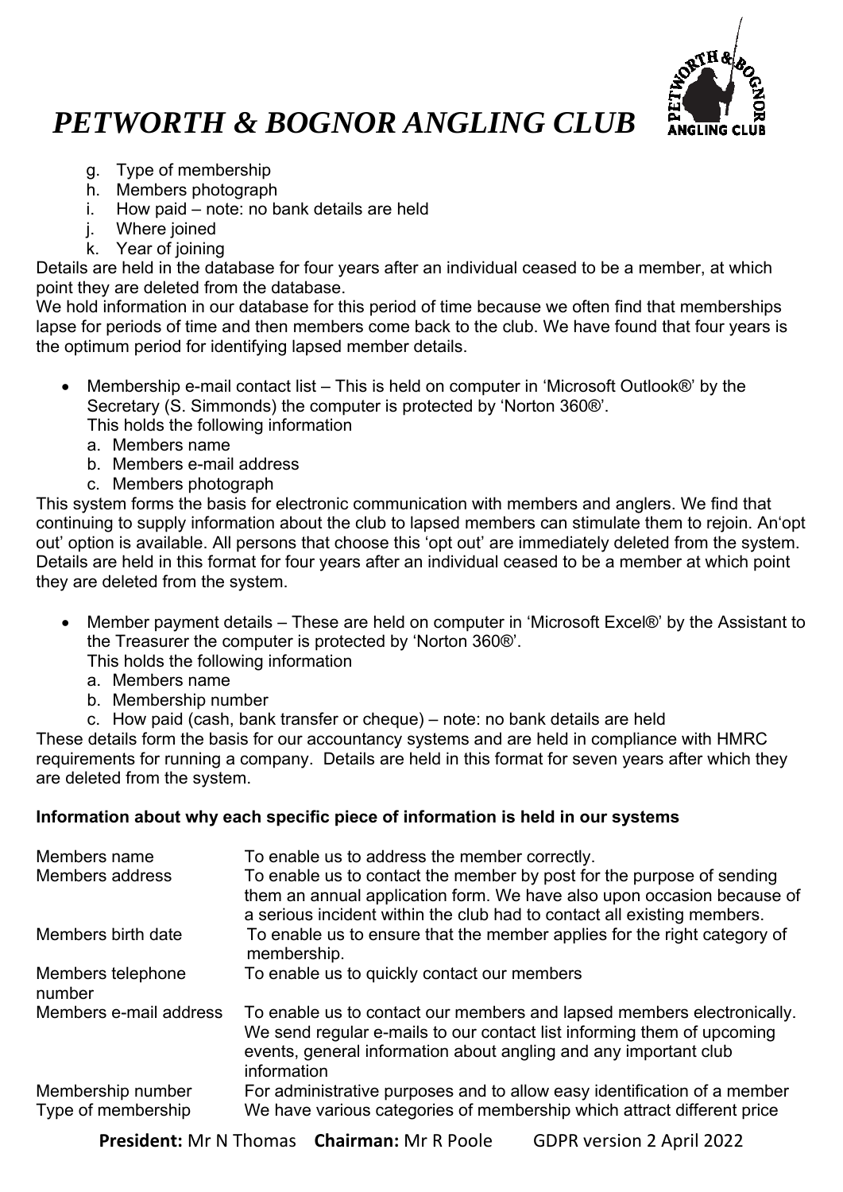g. Type of membership
h. Members photograph
i. How paid – note: no bank details are held
j. Where joined
k. Year of joining

Details are held in the database for four years after an individual ceased to be a member, at which point they are deleted from the database.

We hold information in our database for this period of time because we often find that memberships lapse for periods of time and then members come back to the club. We have found that four years is the optimum period for identifying lapsed member details.

- Membership e-mail contact list – This is held on computer in 'Microsoft Outlook®' by the Secretary (S. Simmonds) the computer is protected by 'Norton 360®'.
  This holds the following information
  a. Members name
  b. Members e-mail address
  c. Members photograph

This system forms the basis for electronic communication with members and anglers. We find that continuing to supply information about the club to lapsed members can stimulate them to rejoin. An'opt out' option is available. All persons that choose this 'opt out' are immediately deleted from the system. Details are held in this format for four years after an individual ceased to be a member at which point they are deleted from the system.

- Member payment details – These are held on computer in 'Microsoft Excel®' by the Assistant to the Treasurer the computer is protected by 'Norton 360®'.
  This holds the following information
  a. Members name
  b. Membership number
  c. How paid (cash, bank transfer or cheque) – note: no bank details are held

These details form the basis for our accountancy systems and are held in compliance with HMRC requirements for running a company. Details are held in this format for seven years after which they are deleted from the system.

**Information about why each specific piece of information is held in our systems**

| | |
|---|---|
| Members name | To enable us to address the member correctly. |
| Members address | To enable us to contact the member by post for the purpose of sending them an annual application form. We have also upon occasion because of a serious incident within the club had to contact all existing members. |
| Members birth date | To enable us to ensure that the member applies for the right category of membership. |
| Members telephone number | To enable us to quickly contact our members |
| Members e-mail address | To enable us to contact our members and lapsed members electronically. We send regular e-mails to our contact list informing them of upcoming events, general information about angling and any important club information |
| Membership number | For administrative purposes and to allow easy identification of a member |
| Type of membership | We have various categories of membership which attract different price |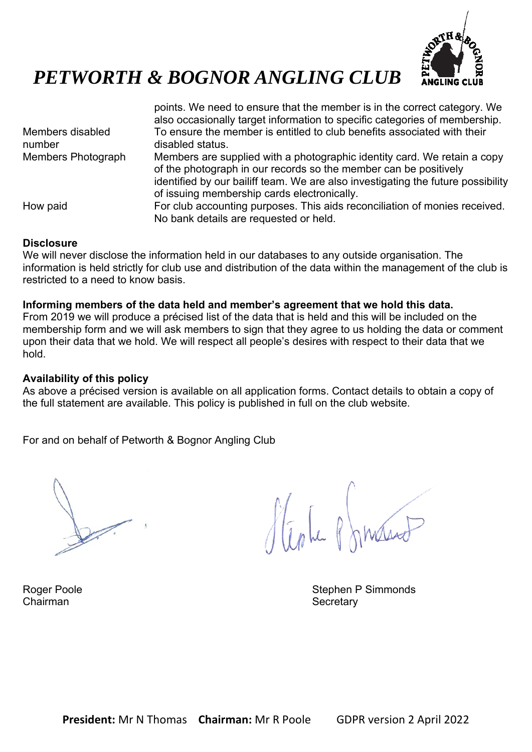| | |
|---|---|
| | points. We need to ensure that the member is in the correct category. We also occasionally target information to specific categories of membership. |
| Members disabled number | To ensure the member is entitled to club benefits associated with their disabled status. |
| Members Photograph | Members are supplied with a photographic identity card. We retain a copy of the photograph in our records so the member can be positively identified by our bailiff team. We are also investigating the future possibility of issuing membership cards electronically. |
| How paid | For club accounting purposes. This aids reconciliation of monies received. No bank details are requested or held. |

**Disclosure**
We will never disclose the information held in our databases to any outside organisation. The information is held strictly for club use and distribution of the data within the management of the club is restricted to a need to know basis.

**Informing members of the data held and member's agreement that we hold this data.**
From 2019 we will produce a précised list of the data that is held and this will be included on the membership form and we will ask members to sign that they agree to us holding the data or comment upon their data that we hold. We will respect all people's desires with respect to their data that we hold.

**Availability of this policy**
As above a précised version is available on all application forms. Contact details to obtain a copy of the full statement are available. This policy is published in full on the club website.

For and on behalf of Petworth & Bognor Angling Club

Roger Poole
Chairman

Stephen P Simmonds
Secretary